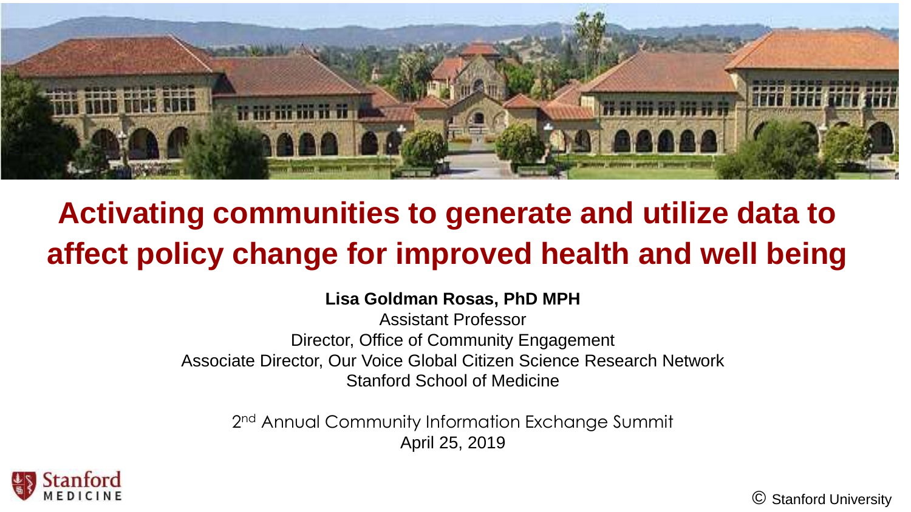# Activating communities to generate and utilize data to affect policy change for improved health and well being

**Lisa Goldman Rosas, PhD MPH**

Assistant Professor

Director, Office of Community Engagement

Associate Director, Our Voice Global Citizen Science Research Network

Stanford School of Medicine

2nd Annual Community Information Exchange Summit

April 25, 2019

Stanford MEDICINE

© Stanford University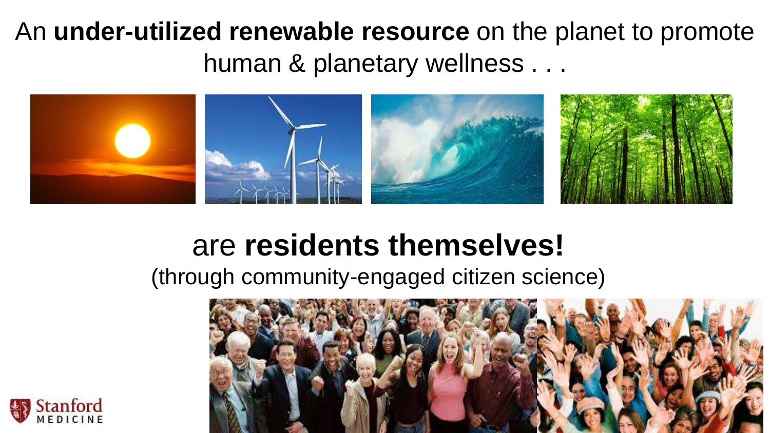An **under-utilized renewable resource** on the planet to promote human & planetary wellness . . .

are **residents themselves!**

(through community-engaged citizen science)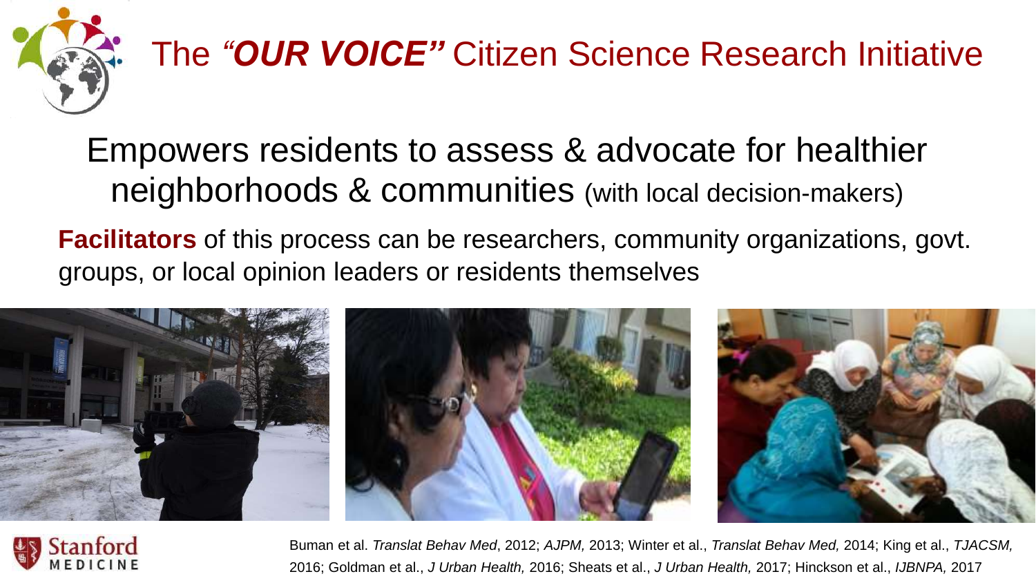# The *"OUR VOICE"* Citizen Science Research Initiative

## Empowers residents to assess & advocate for healthier neighborhoods & communities (with local decision-makers)

**Facilitators** of this process can be researchers, community organizations, govt. groups, or local opinion leaders or residents themselves

Buman et al. *Translat Behav Med*, 2012; *AJPM,* 2013; Winter et al., *Translat Behav Med,* 2014; King et al., *TJACSM,* 2016; Goldman et al., *J Urban Health,* 2016; Sheats et al., *J Urban Health,* 2017; Hinckson et al., *IJBNPA,* 2017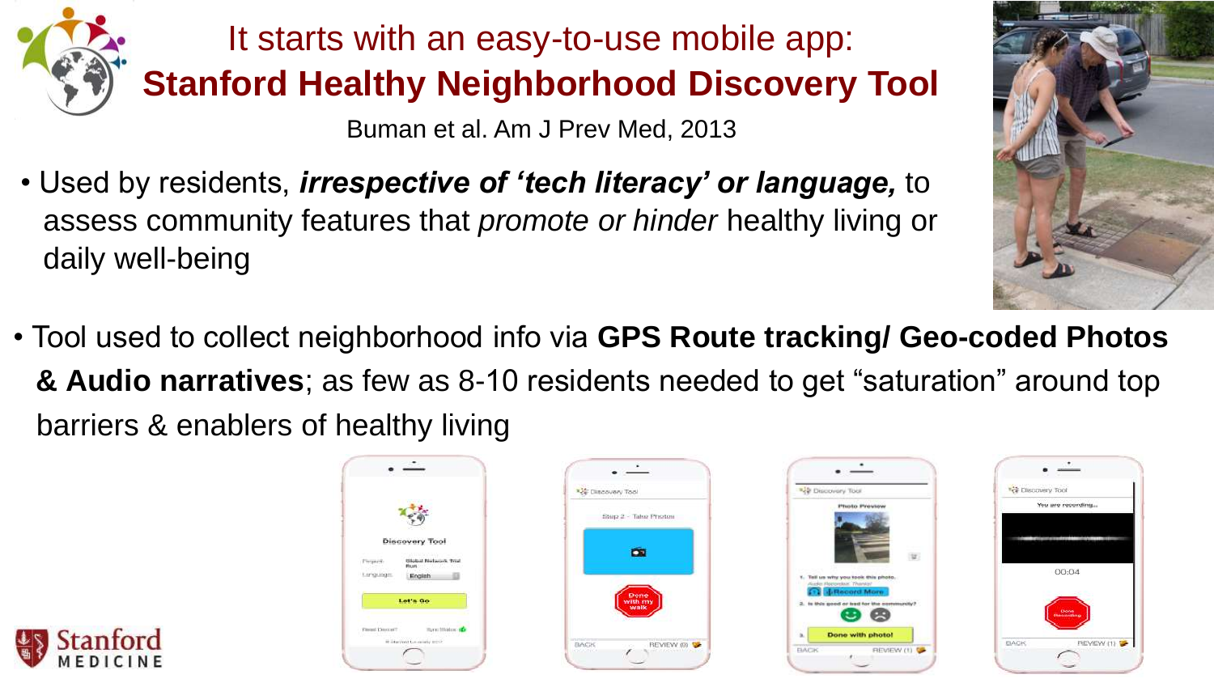# It starts with an easy-to-use mobile app: **Stanford Healthy Neighborhood Discovery Tool**

Buman et al. Am J Prev Med, 2013

- Used by residents, ***irrespective of 'tech literacy' or language,*** to assess community features that *promote or hinder* healthy living or daily well-being

- Tool used to collect neighborhood info via **GPS Route tracking/ Geo-coded Photos & Audio narratives**; as few as 8-10 residents needed to get "saturation" around top barriers & enablers of healthy living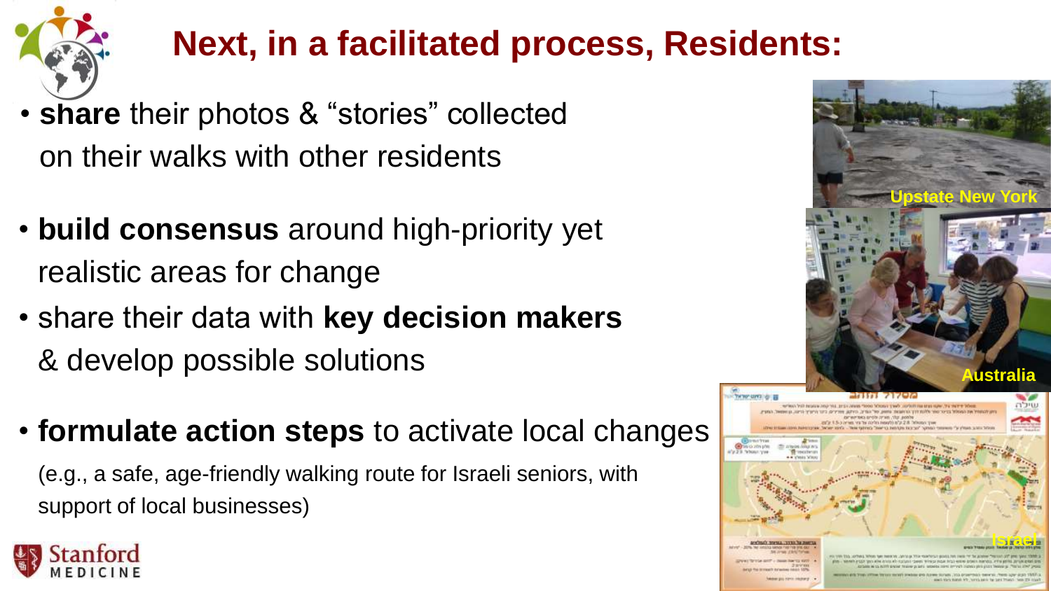# Next, in a facilitated process, Residents:

- **share** their photos & "stories" collected on their walks with other residents
- **build consensus** around high-priority yet realistic areas for change
- share their data with **key decision makers** & develop possible solutions
- **formulate action steps** to activate local changes

  (e.g., a safe, age-friendly walking route for Israeli seniors, with support of local businesses)

Upstate New York

Australia

Israel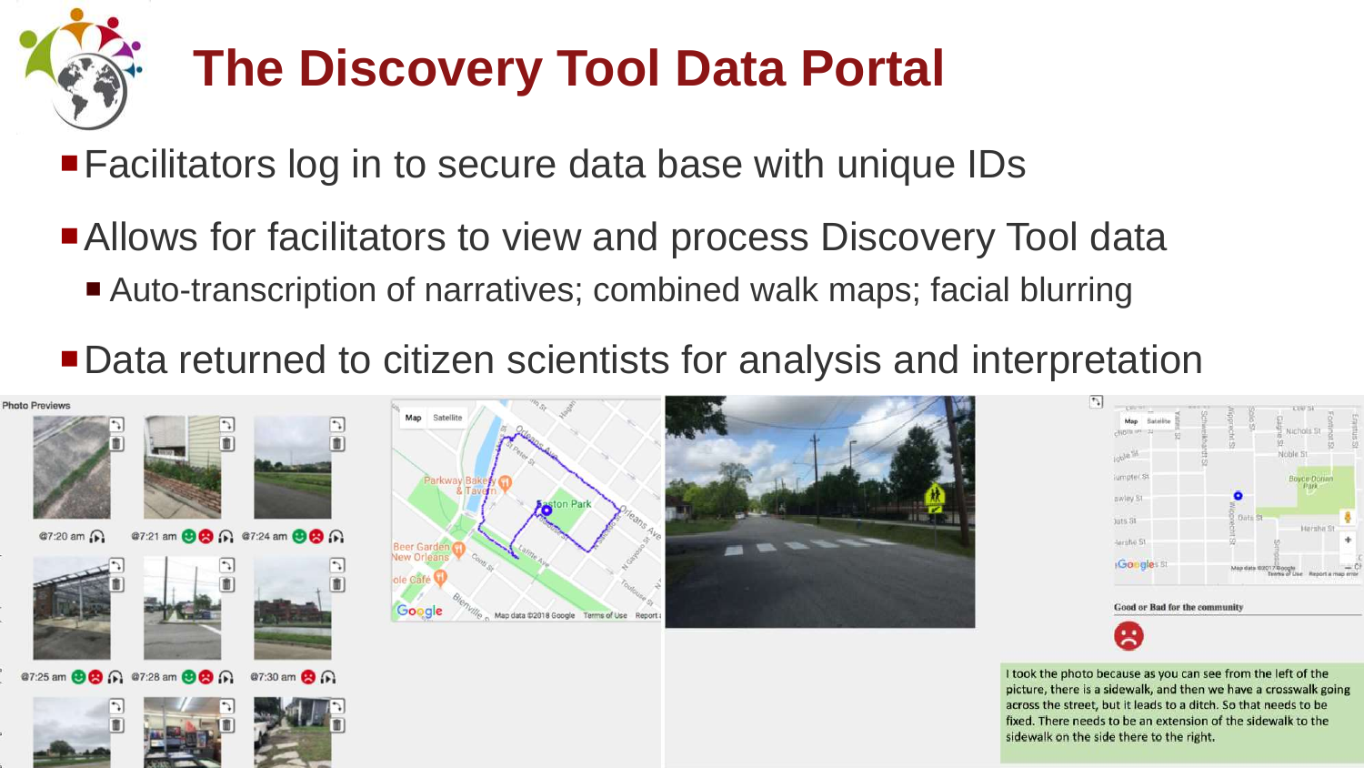# The Discovery Tool Data Portal

- Facilitators log in to secure data base with unique IDs
- Allows for facilitators to view and process Discovery Tool data
  - Auto-transcription of narratives; combined walk maps; facial blurring
- Data returned to citizen scientists for analysis and interpretation

Photo Previews

@7:20 am @7:21 am @7:24 am

@7:25 am @7:28 am @7:30 am

Good or Bad for the community

I took the photo because as you can see from the left of the picture, there is a sidewalk, and then we have a crosswalk going across the street, but it leads to a ditch. So that needs to be fixed. There needs to be an extension of the sidewalk to the sidewalk on the side there to the right.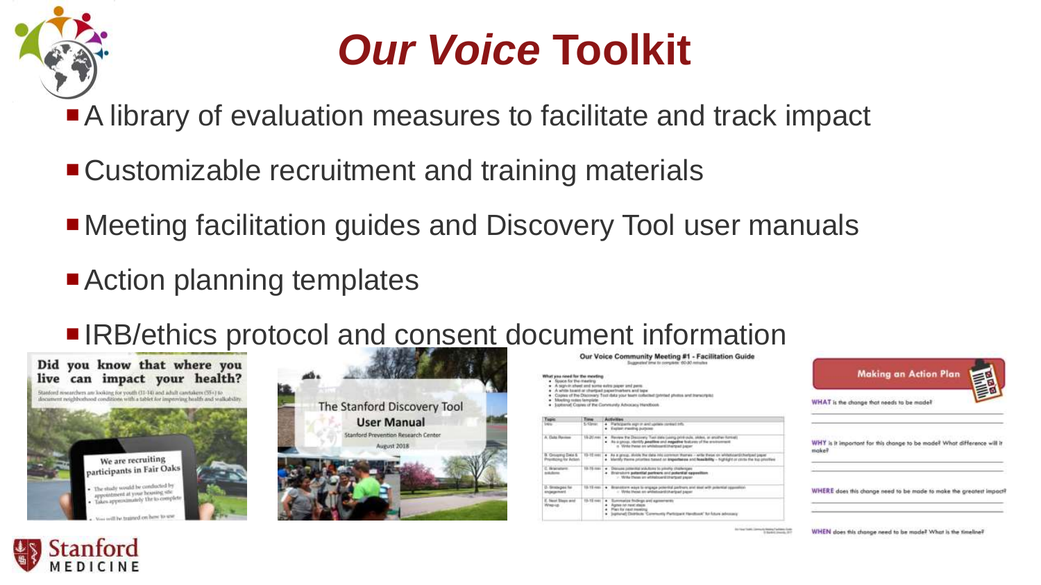# *Our Voice* Toolkit

- A library of evaluation measures to facilitate and track impact
- Customizable recruitment and training materials
- Meeting facilitation guides and Discovery Tool user manuals
- Action planning templates
- IRB/ethics protocol and consent document information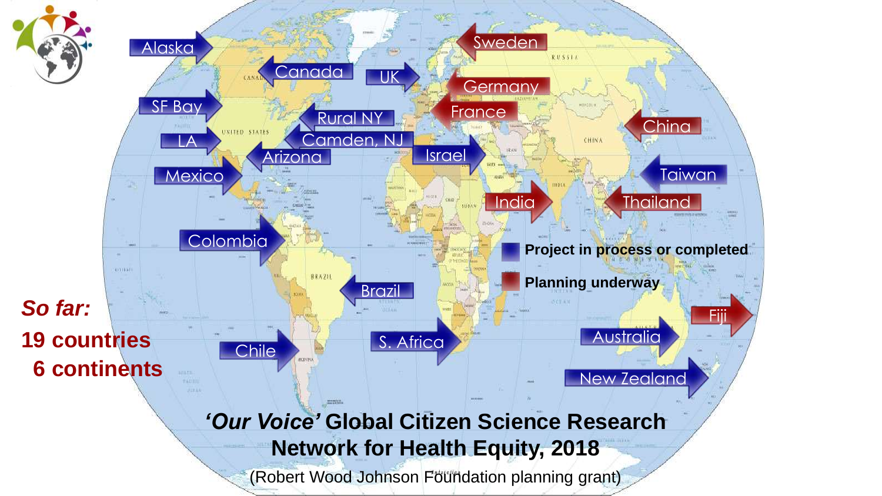Alaska

Canada

UK

Sweden

Germany

France

SF Bay

Rural NY

Camden, NJ

LA

Arizona

Israel

China

Mexico

Taiwan

India

Thailand

Colombia

Project in process or completed

Planning underway

Brazil

*So far:*

**19 countries**

**6 continents**

Fiji

Chile

S. Africa

Australia

New Zealand

## *'Our Voice'* Global Citizen Science Research Network for Health Equity, 2018

(Robert Wood Johnson Foundation planning grant)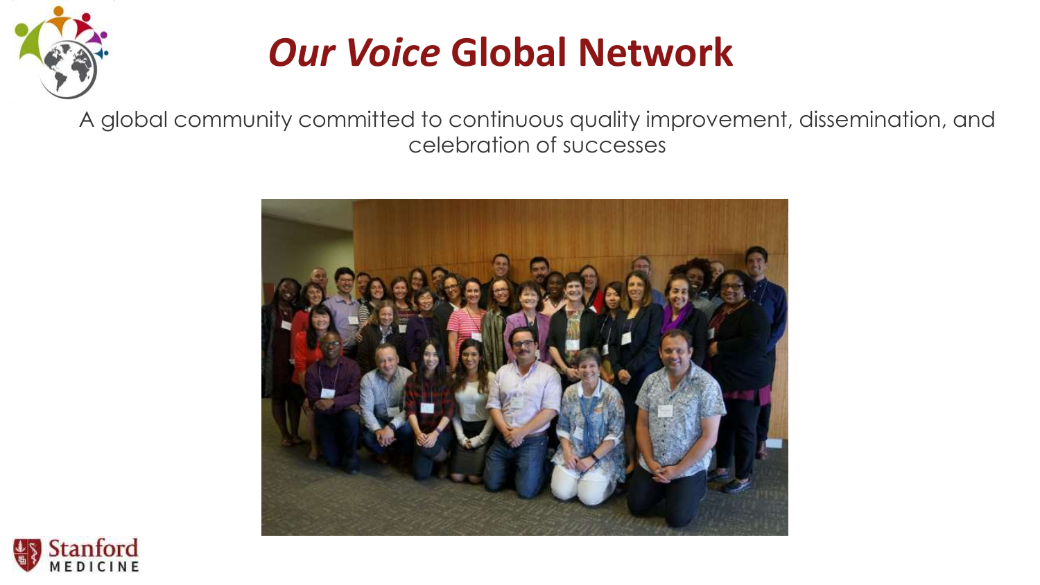# *Our Voice* Global Network

A global community committed to continuous quality improvement, dissemination, and celebration of successes